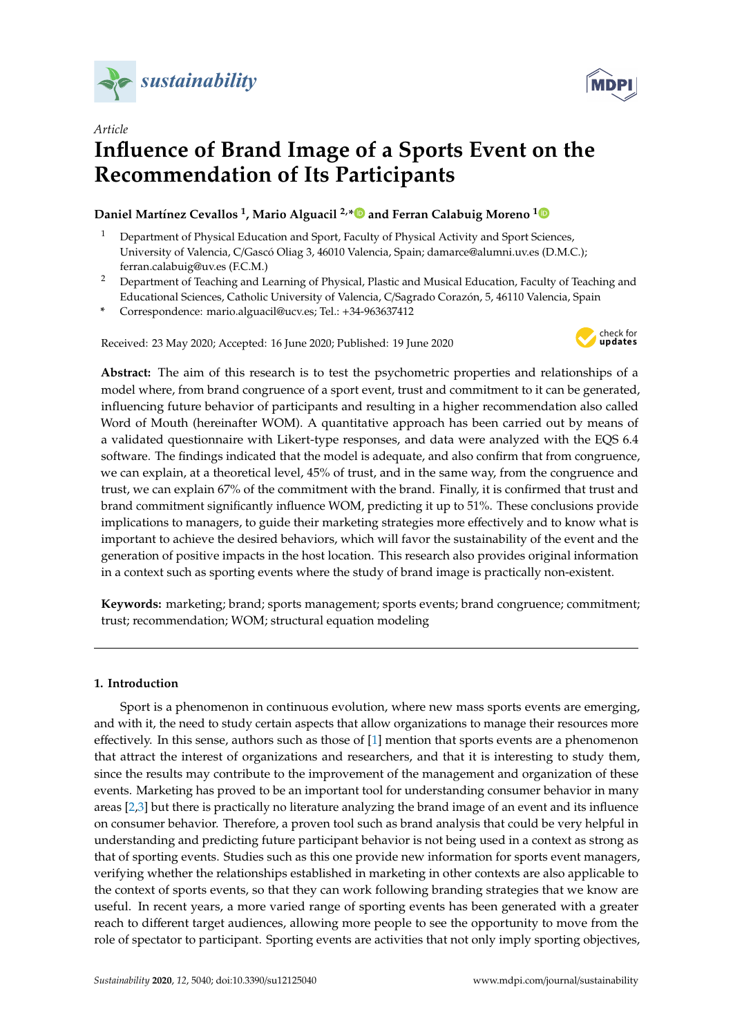*Article*

# Influence of Brand Image of a Sports Event on the Recommendation of Its Participants

**Daniel Martínez Cevallos [1], Mario Alguacil [2,*] and Ferran Calabuig Moreno [1]**

[1] Department of Physical Education and Sport, Faculty of Physical Activity and Sport Sciences, University of Valencia, C/Gascó Oliag 3, 46010 Valencia, Spain; damarce@alumni.uv.es (D.M.C.); ferran.calabuig@uv.es (F.C.M.)

[2] Department of Teaching and Learning of Physical, Plastic and Musical Education, Faculty of Teaching and Educational Sciences, Catholic University of Valencia, C/Sagrado Corazón, 5, 46110 Valencia, Spain

* Correspondence: mario.alguacil@ucv.es; Tel.: +34-963637412

Received: 23 May 2020; Accepted: 16 June 2020; Published: 19 June 2020

**Abstract:** The aim of this research is to test the psychometric properties and relationships of a model where, from brand congruence of a sport event, trust and commitment to it can be generated, influencing future behavior of participants and resulting in a higher recommendation also called Word of Mouth (hereinafter WOM). A quantitative approach has been carried out by means of a validated questionnaire with Likert-type responses, and data were analyzed with the EQS 6.4 software. The findings indicated that the model is adequate, and also confirm that from congruence, we can explain, at a theoretical level, 45% of trust, and in the same way, from the congruence and trust, we can explain 67% of the commitment with the brand. Finally, it is confirmed that trust and brand commitment significantly influence WOM, predicting it up to 51%. These conclusions provide implications to managers, to guide their marketing strategies more effectively and to know what is important to achieve the desired behaviors, which will favor the sustainability of the event and the generation of positive impacts in the host location. This research also provides original information in a context such as sporting events where the study of brand image is practically non-existent.

**Keywords:** marketing; brand; sports management; sports events; brand congruence; commitment; trust; recommendation; WOM; structural equation modeling

## 1. Introduction

Sport is a phenomenon in continuous evolution, where new mass sports events are emerging, and with it, the need to study certain aspects that allow organizations to manage their resources more effectively. In this sense, authors such as those of [1] mention that sports events are a phenomenon that attract the interest of organizations and researchers, and that it is interesting to study them, since the results may contribute to the improvement of the management and organization of these events. Marketing has proved to be an important tool for understanding consumer behavior in many areas [2,3] but there is practically no literature analyzing the brand image of an event and its influence on consumer behavior. Therefore, a proven tool such as brand analysis that could be very helpful in understanding and predicting future participant behavior is not being used in a context as strong as that of sporting events. Studies such as this one provide new information for sports event managers, verifying whether the relationships established in marketing in other contexts are also applicable to the context of sports events, so that they can work following branding strategies that we know are useful. In recent years, a more varied range of sporting events has been generated with a greater reach to different target audiences, allowing more people to see the opportunity to move from the role of spectator to participant. Sporting events are activities that not only imply sporting objectives,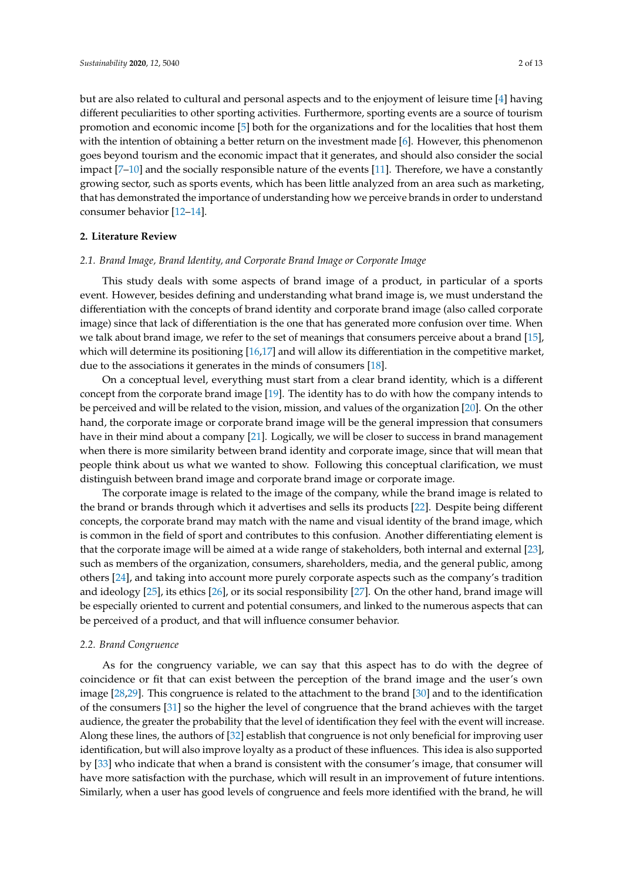but are also related to cultural and personal aspects and to the enjoyment of leisure time [4] having different peculiarities to other sporting activities. Furthermore, sporting events are a source of tourism promotion and economic income [5] both for the organizations and for the localities that host them with the intention of obtaining a better return on the investment made [6]. However, this phenomenon goes beyond tourism and the economic impact that it generates, and should also consider the social impact [7–10] and the socially responsible nature of the events [11]. Therefore, we have a constantly growing sector, such as sports events, which has been little analyzed from an area such as marketing, that has demonstrated the importance of understanding how we perceive brands in order to understand consumer behavior [12–14].

## 2. Literature Review

### 2.1. Brand Image, Brand Identity, and Corporate Brand Image or Corporate Image

This study deals with some aspects of brand image of a product, in particular of a sports event. However, besides defining and understanding what brand image is, we must understand the differentiation with the concepts of brand identity and corporate brand image (also called corporate image) since that lack of differentiation is the one that has generated more confusion over time. When we talk about brand image, we refer to the set of meanings that consumers perceive about a brand [15], which will determine its positioning [16,17] and will allow its differentiation in the competitive market, due to the associations it generates in the minds of consumers [18].

On a conceptual level, everything must start from a clear brand identity, which is a different concept from the corporate brand image [19]. The identity has to do with how the company intends to be perceived and will be related to the vision, mission, and values of the organization [20]. On the other hand, the corporate image or corporate brand image will be the general impression that consumers have in their mind about a company [21]. Logically, we will be closer to success in brand management when there is more similarity between brand identity and corporate image, since that will mean that people think about us what we wanted to show. Following this conceptual clarification, we must distinguish between brand image and corporate brand image or corporate image.

The corporate image is related to the image of the company, while the brand image is related to the brand or brands through which it advertises and sells its products [22]. Despite being different concepts, the corporate brand may match with the name and visual identity of the brand image, which is common in the field of sport and contributes to this confusion. Another differentiating element is that the corporate image will be aimed at a wide range of stakeholders, both internal and external [23], such as members of the organization, consumers, shareholders, media, and the general public, among others [24], and taking into account more purely corporate aspects such as the company's tradition and ideology [25], its ethics [26], or its social responsibility [27]. On the other hand, brand image will be especially oriented to current and potential consumers, and linked to the numerous aspects that can be perceived of a product, and that will influence consumer behavior.

### 2.2. Brand Congruence

As for the congruency variable, we can say that this aspect has to do with the degree of coincidence or fit that can exist between the perception of the brand image and the user's own image [28,29]. This congruence is related to the attachment to the brand [30] and to the identification of the consumers [31] so the higher the level of congruence that the brand achieves with the target audience, the greater the probability that the level of identification they feel with the event will increase. Along these lines, the authors of [32] establish that congruence is not only beneficial for improving user identification, but will also improve loyalty as a product of these influences. This idea is also supported by [33] who indicate that when a brand is consistent with the consumer's image, that consumer will have more satisfaction with the purchase, which will result in an improvement of future intentions. Similarly, when a user has good levels of congruence and feels more identified with the brand, he will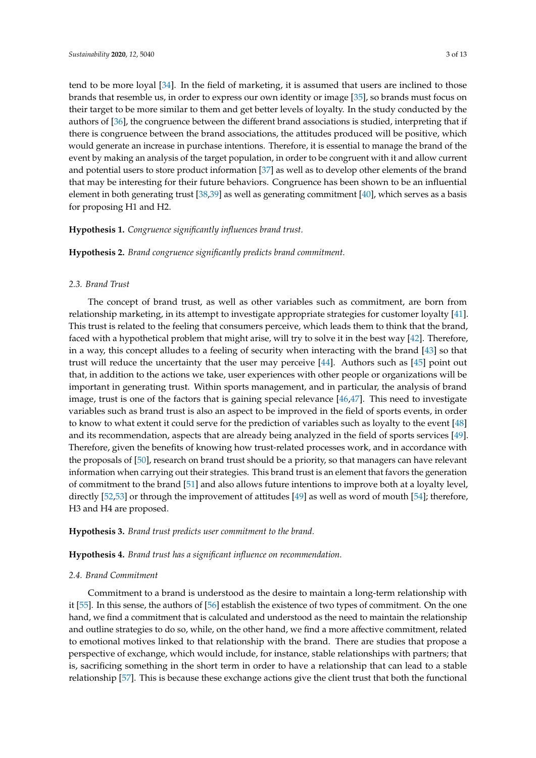tend to be more loyal [34]. In the field of marketing, it is assumed that users are inclined to those brands that resemble us, in order to express our own identity or image [35], so brands must focus on their target to be more similar to them and get better levels of loyalty. In the study conducted by the authors of [36], the congruence between the different brand associations is studied, interpreting that if there is congruence between the brand associations, the attitudes produced will be positive, which would generate an increase in purchase intentions. Therefore, it is essential to manage the brand of the event by making an analysis of the target population, in order to be congruent with it and allow current and potential users to store product information [37] as well as to develop other elements of the brand that may be interesting for their future behaviors. Congruence has been shown to be an influential element in both generating trust [38,39] as well as generating commitment [40], which serves as a basis for proposing H1 and H2.

**Hypothesis 1.** *Congruence significantly influences brand trust.*

**Hypothesis 2.** *Brand congruence significantly predicts brand commitment.*

### *2.3. Brand Trust*

The concept of brand trust, as well as other variables such as commitment, are born from relationship marketing, in its attempt to investigate appropriate strategies for customer loyalty [41]. This trust is related to the feeling that consumers perceive, which leads them to think that the brand, faced with a hypothetical problem that might arise, will try to solve it in the best way [42]. Therefore, in a way, this concept alludes to a feeling of security when interacting with the brand [43] so that trust will reduce the uncertainty that the user may perceive [44]. Authors such as [45] point out that, in addition to the actions we take, user experiences with other people or organizations will be important in generating trust. Within sports management, and in particular, the analysis of brand image, trust is one of the factors that is gaining special relevance [46,47]. This need to investigate variables such as brand trust is also an aspect to be improved in the field of sports events, in order to know to what extent it could serve for the prediction of variables such as loyalty to the event [48] and its recommendation, aspects that are already being analyzed in the field of sports services [49]. Therefore, given the benefits of knowing how trust-related processes work, and in accordance with the proposals of [50], research on brand trust should be a priority, so that managers can have relevant information when carrying out their strategies. This brand trust is an element that favors the generation of commitment to the brand [51] and also allows future intentions to improve both at a loyalty level, directly [52,53] or through the improvement of attitudes [49] as well as word of mouth [54]; therefore, H3 and H4 are proposed.

**Hypothesis 3.** *Brand trust predicts user commitment to the brand.*

**Hypothesis 4.** *Brand trust has a significant influence on recommendation.*

### *2.4. Brand Commitment*

Commitment to a brand is understood as the desire to maintain a long-term relationship with it [55]. In this sense, the authors of [56] establish the existence of two types of commitment. On the one hand, we find a commitment that is calculated and understood as the need to maintain the relationship and outline strategies to do so, while, on the other hand, we find a more affective commitment, related to emotional motives linked to that relationship with the brand. There are studies that propose a perspective of exchange, which would include, for instance, stable relationships with partners; that is, sacrificing something in the short term in order to have a relationship that can lead to a stable relationship [57]. This is because these exchange actions give the client trust that both the functional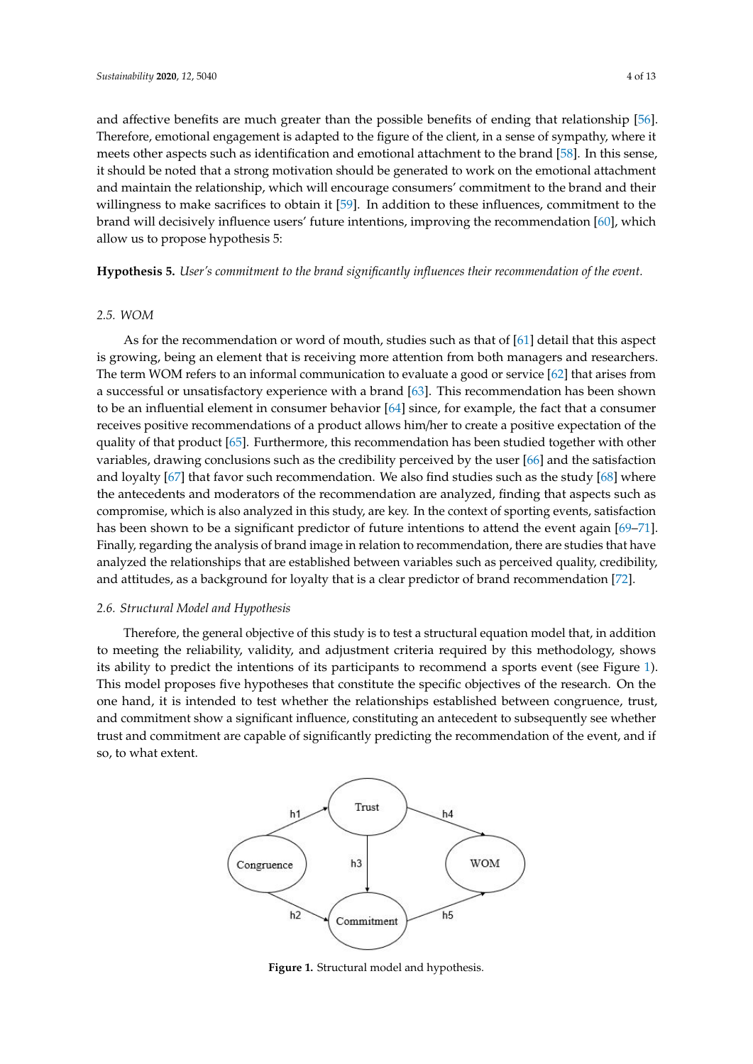and affective benefits are much greater than the possible benefits of ending that relationship [56]. Therefore, emotional engagement is adapted to the figure of the client, in a sense of sympathy, where it meets other aspects such as identification and emotional attachment to the brand [58]. In this sense, it should be noted that a strong motivation should be generated to work on the emotional attachment and maintain the relationship, which will encourage consumers' commitment to the brand and their willingness to make sacrifices to obtain it [59]. In addition to these influences, commitment to the brand will decisively influence users' future intentions, improving the recommendation [60], which allow us to propose hypothesis 5:

**Hypothesis 5.** *User's commitment to the brand significantly influences their recommendation of the event.*

### 2.5. WOM

As for the recommendation or word of mouth, studies such as that of [61] detail that this aspect is growing, being an element that is receiving more attention from both managers and researchers. The term WOM refers to an informal communication to evaluate a good or service [62] that arises from a successful or unsatisfactory experience with a brand [63]. This recommendation has been shown to be an influential element in consumer behavior [64] since, for example, the fact that a consumer receives positive recommendations of a product allows him/her to create a positive expectation of the quality of that product [65]. Furthermore, this recommendation has been studied together with other variables, drawing conclusions such as the credibility perceived by the user [66] and the satisfaction and loyalty [67] that favor such recommendation. We also find studies such as the study [68] where the antecedents and moderators of the recommendation are analyzed, finding that aspects such as compromise, which is also analyzed in this study, are key. In the context of sporting events, satisfaction has been shown to be a significant predictor of future intentions to attend the event again [69–71]. Finally, regarding the analysis of brand image in relation to recommendation, there are studies that have analyzed the relationships that are established between variables such as perceived quality, credibility, and attitudes, as a background for loyalty that is a clear predictor of brand recommendation [72].

### 2.6. Structural Model and Hypothesis

Therefore, the general objective of this study is to test a structural equation model that, in addition to meeting the reliability, validity, and adjustment criteria required by this methodology, shows its ability to predict the intentions of its participants to recommend a sports event (see Figure 1). This model proposes five hypotheses that constitute the specific objectives of the research. On the one hand, it is intended to test whether the relationships established between congruence, trust, and commitment show a significant influence, constituting an antecedent to subsequently see whether trust and commitment are capable of significantly predicting the recommendation of the event, and if so, to what extent.

**Figure 1.** Structural model and hypothesis.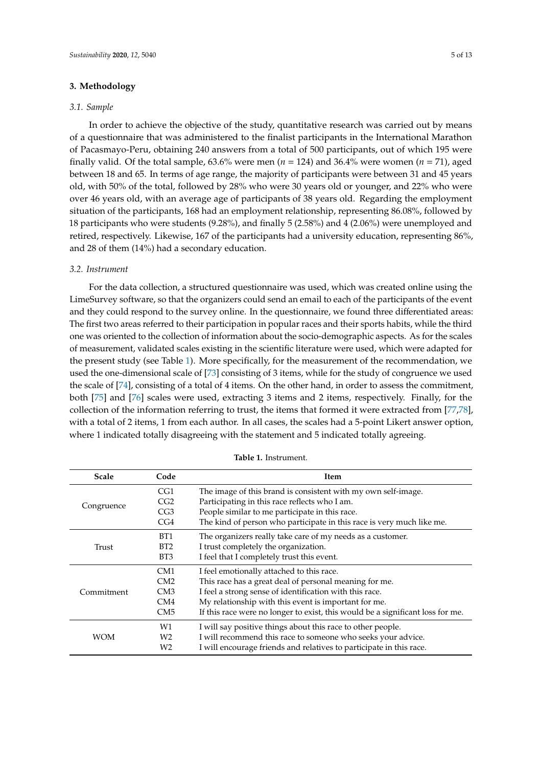## 3. Methodology

### 3.1. Sample

In order to achieve the objective of the study, quantitative research was carried out by means of a questionnaire that was administered to the finalist participants in the International Marathon of Pacasmayo-Peru, obtaining 240 answers from a total of 500 participants, out of which 195 were finally valid. Of the total sample, 63.6% were men ($n = 124$) and 36.4% were women ($n = 71$), aged between 18 and 65. In terms of age range, the majority of participants were between 31 and 45 years old, with 50% of the total, followed by 28% who were 30 years old or younger, and 22% who were over 46 years old, with an average age of participants of 38 years old. Regarding the employment situation of the participants, 168 had an employment relationship, representing 86.08%, followed by 18 participants who were students (9.28%), and finally 5 (2.58%) and 4 (2.06%) were unemployed and retired, respectively. Likewise, 167 of the participants had a university education, representing 86%, and 28 of them (14%) had a secondary education.

### 3.2. Instrument

For the data collection, a structured questionnaire was used, which was created online using the LimeSurvey software, so that the organizers could send an email to each of the participants of the event and they could respond to the survey online. In the questionnaire, we found three differentiated areas: The first two areas referred to their participation in popular races and their sports habits, while the third one was oriented to the collection of information about the socio-demographic aspects. As for the scales of measurement, validated scales existing in the scientific literature were used, which were adapted for the present study (see Table 1). More specifically, for the measurement of the recommendation, we used the one-dimensional scale of [73] consisting of 3 items, while for the study of congruence we used the scale of [74], consisting of a total of 4 items. On the other hand, in order to assess the commitment, both [75] and [76] scales were used, extracting 3 items and 2 items, respectively. Finally, for the collection of the information referring to trust, the items that formed it were extracted from [77,78], with a total of 2 items, 1 from each author. In all cases, the scales had a 5-point Likert answer option, where 1 indicated totally disagreeing with the statement and 5 indicated totally agreeing.

**Table 1.** Instrument.

| Scale | Code | Item |
| --- | --- | --- |
| Congruence | CG1 | The image of this brand is consistent with my own self-image. |
| | CG2 | Participating in this race reflects who I am. |
| | CG3 | People similar to me participate in this race. |
| | CG4 | The kind of person who participate in this race is very much like me. |
| Trust | BT1 | The organizers really take care of my needs as a customer. |
| | BT2 | I trust completely the organization. |
| | BT3 | I feel that I completely trust this event. |
| Commitment | CM1 | I feel emotionally attached to this race. |
| | CM2 | This race has a great deal of personal meaning for me. |
| | CM3 | I feel a strong sense of identification with this race. |
| | CM4 | My relationship with this event is important for me. |
| | CM5 | If this race were no longer to exist, this would be a significant loss for me. |
| WOM | W1 | I will say positive things about this race to other people. |
| | W2 | I will recommend this race to someone who seeks your advice. |
| | W2 | I will encourage friends and relatives to participate in this race. |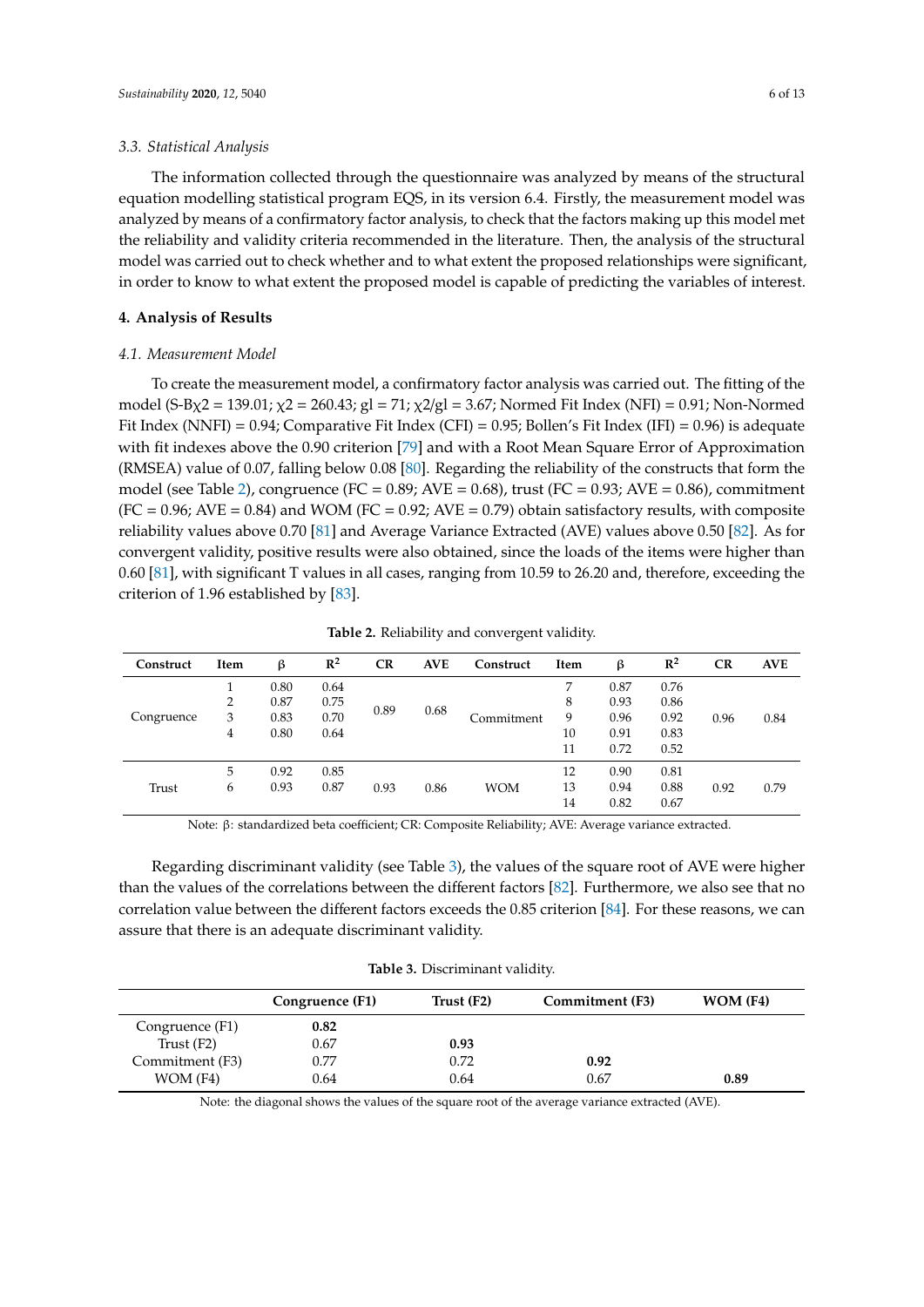### 3.3. Statistical Analysis

The information collected through the questionnaire was analyzed by means of the structural equation modelling statistical program EQS, in its version 6.4. Firstly, the measurement model was analyzed by means of a confirmatory factor analysis, to check that the factors making up this model met the reliability and validity criteria recommended in the literature. Then, the analysis of the structural model was carried out to check whether and to what extent the proposed relationships were significant, in order to know to what extent the proposed model is capable of predicting the variables of interest.

## 4. Analysis of Results

### 4.1. Measurement Model

To create the measurement model, a confirmatory factor analysis was carried out. The fitting of the model (S-B$\chi 2$ = 139.01; $\chi 2$ = 260.43; gl = 71; $\chi 2$/gl = 3.67; Normed Fit Index (NFI) = 0.91; Non-Normed Fit Index (NNFI) = 0.94; Comparative Fit Index (CFI) = 0.95; Bollen's Fit Index (IFI) = 0.96) is adequate with fit indexes above the 0.90 criterion [79] and with a Root Mean Square Error of Approximation (RMSEA) value of 0.07, falling below 0.08 [80]. Regarding the reliability of the constructs that form the model (see Table 2), congruence (FC = 0.89; AVE = 0.68), trust (FC = 0.93; AVE = 0.86), commitment (FC = 0.96; AVE = 0.84) and WOM (FC = 0.92; AVE = 0.79) obtain satisfactory results, with composite reliability values above 0.70 [81] and Average Variance Extracted (AVE) values above 0.50 [82]. As for convergent validity, positive results were also obtained, since the loads of the items were higher than 0.60 [81], with significant T values in all cases, ranging from 10.59 to 26.20 and, therefore, exceeding the criterion of 1.96 established by [83].

**Table 2.** Reliability and convergent validity.

| Construct | Item | β | $R^2$ | CR | AVE | Construct | Item | β | $R^2$ | CR | AVE |
|---|---|---|---|---|---|---|---|---|---|---|---|
| Congruence | 1 | 0.80 | 0.64 | 0.89 | 0.68 | Commitment | 7 | 0.87 | 0.76 | 0.96 | 0.84 |
| | 2 | 0.87 | 0.75 | | | | 8 | 0.93 | 0.86 | | |
| | 3 | 0.83 | 0.70 | | | | 9 | 0.96 | 0.92 | | |
| | 4 | 0.80 | 0.64 | | | | 10 | 0.91 | 0.83 | | |
| | | | | | | | 11 | 0.72 | 0.52 | | |
| Trust | 5 | 0.92 | 0.85 | 0.93 | 0.86 | WOM | 12 | 0.90 | 0.81 | 0.92 | 0.79 |
| | 6 | 0.93 | 0.87 | | | | 13 | 0.94 | 0.88 | | |
| | | | | | | | 14 | 0.82 | 0.67 | | |

Note: β: standardized beta coefficient; CR: Composite Reliability; AVE: Average variance extracted.

Regarding discriminant validity (see Table 3), the values of the square root of AVE were higher than the values of the correlations between the different factors [82]. Furthermore, we also see that no correlation value between the different factors exceeds the 0.85 criterion [84]. For these reasons, we can assure that there is an adequate discriminant validity.

**Table 3.** Discriminant validity.

| | Congruence (F1) | Trust (F2) | Commitment (F3) | WOM (F4) |
|---|---|---|---|---|
| Congruence (F1) | **0.82** | | | |
| Trust (F2) | 0.67 | **0.93** | | |
| Commitment (F3) | 0.77 | 0.72 | **0.92** | |
| WOM (F4) | 0.64 | 0.64 | 0.67 | **0.89** |

Note: the diagonal shows the values of the square root of the average variance extracted (AVE).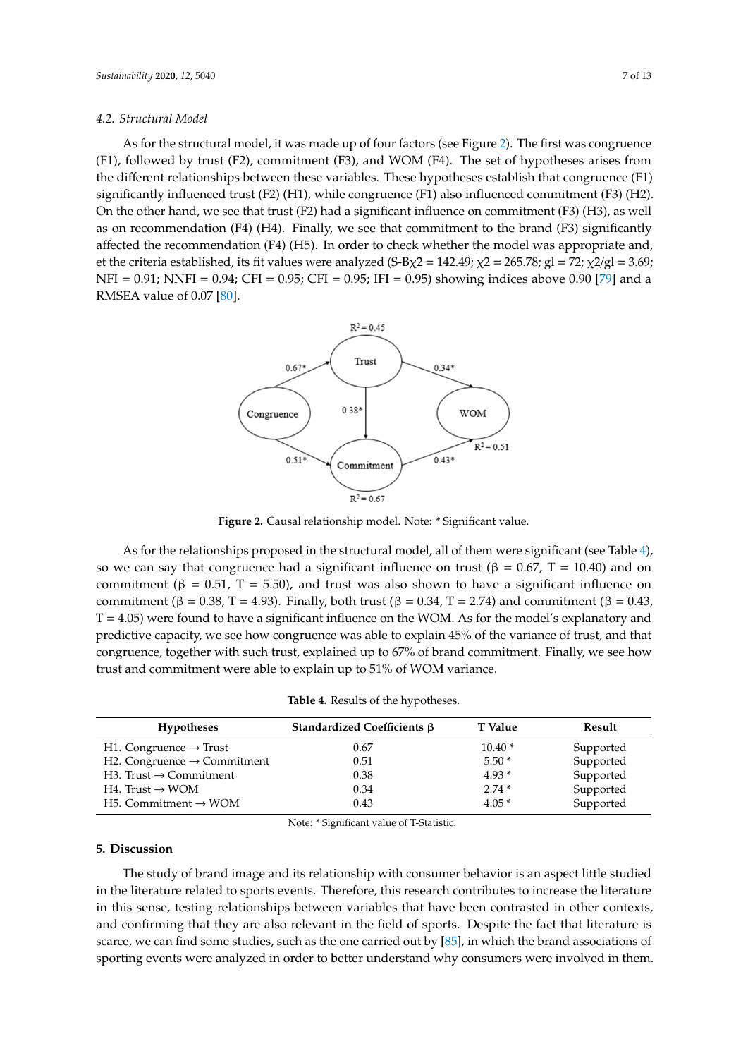### 4.2. Structural Model

As for the structural model, it was made up of four factors (see Figure 2). The first was congruence (F1), followed by trust (F2), commitment (F3), and WOM (F4). The set of hypotheses arises from the different relationships between these variables. These hypotheses establish that congruence (F1) significantly influenced trust (F2) (H1), while congruence (F1) also influenced commitment (F3) (H2). On the other hand, we see that trust (F2) had a significant influence on commitment (F3) (H3), as well as on recommendation (F4) (H4). Finally, we see that commitment to the brand (F3) significantly affected the recommendation (F4) (H5). In order to check whether the model was appropriate and, et the criteria established, its fit values were analyzed (S-B$\chi^2$ = 142.49; $\chi^2$ = 265.78; gl = 72; $\chi^2$/gl = 3.69; NFI = 0.91; NNFI = 0.94; CFI = 0.95; CFI = 0.95; IFI = 0.95) showing indices above 0.90 [79] and a RMSEA value of 0.07 [80].

**Figure 2.** Causal relationship model. Note: * Significant value.

As for the relationships proposed in the structural model, all of them were significant (see Table 4), so we can say that congruence had a significant influence on trust ($\beta$ = 0.67, T = 10.40) and on commitment ($\beta$ = 0.51, T = 5.50), and trust was also shown to have a significant influence on commitment ($\beta$ = 0.38, T = 4.93). Finally, both trust ($\beta$ = 0.34, T = 2.74) and commitment ($\beta$ = 0.43, T = 4.05) were found to have a significant influence on the WOM. As for the model's explanatory and predictive capacity, we see how congruence was able to explain 45% of the variance of trust, and that congruence, together with such trust, explained up to 67% of brand commitment. Finally, we see how trust and commitment were able to explain up to 51% of WOM variance.

**Table 4.** Results of the hypotheses.

| Hypotheses | Standardized Coefficients $\beta$ | T Value | Result |
|---|---|---|---|
| H1. Congruence → Trust | 0.67 | 10.40 * | Supported |
| H2. Congruence → Commitment | 0.51 | 5.50 * | Supported |
| H3. Trust → Commitment | 0.38 | 4.93 * | Supported |
| H4. Trust → WOM | 0.34 | 2.74 * | Supported |
| H5. Commitment → WOM | 0.43 | 4.05 * | Supported |

Note: * Significant value of T-Statistic.

## 5. Discussion

The study of brand image and its relationship with consumer behavior is an aspect little studied in the literature related to sports events. Therefore, this research contributes to increase the literature in this sense, testing relationships between variables that have been contrasted in other contexts, and confirming that they are also relevant in the field of sports. Despite the fact that literature is scarce, we can find some studies, such as the one carried out by [85], in which the brand associations of sporting events were analyzed in order to better understand why consumers were involved in them.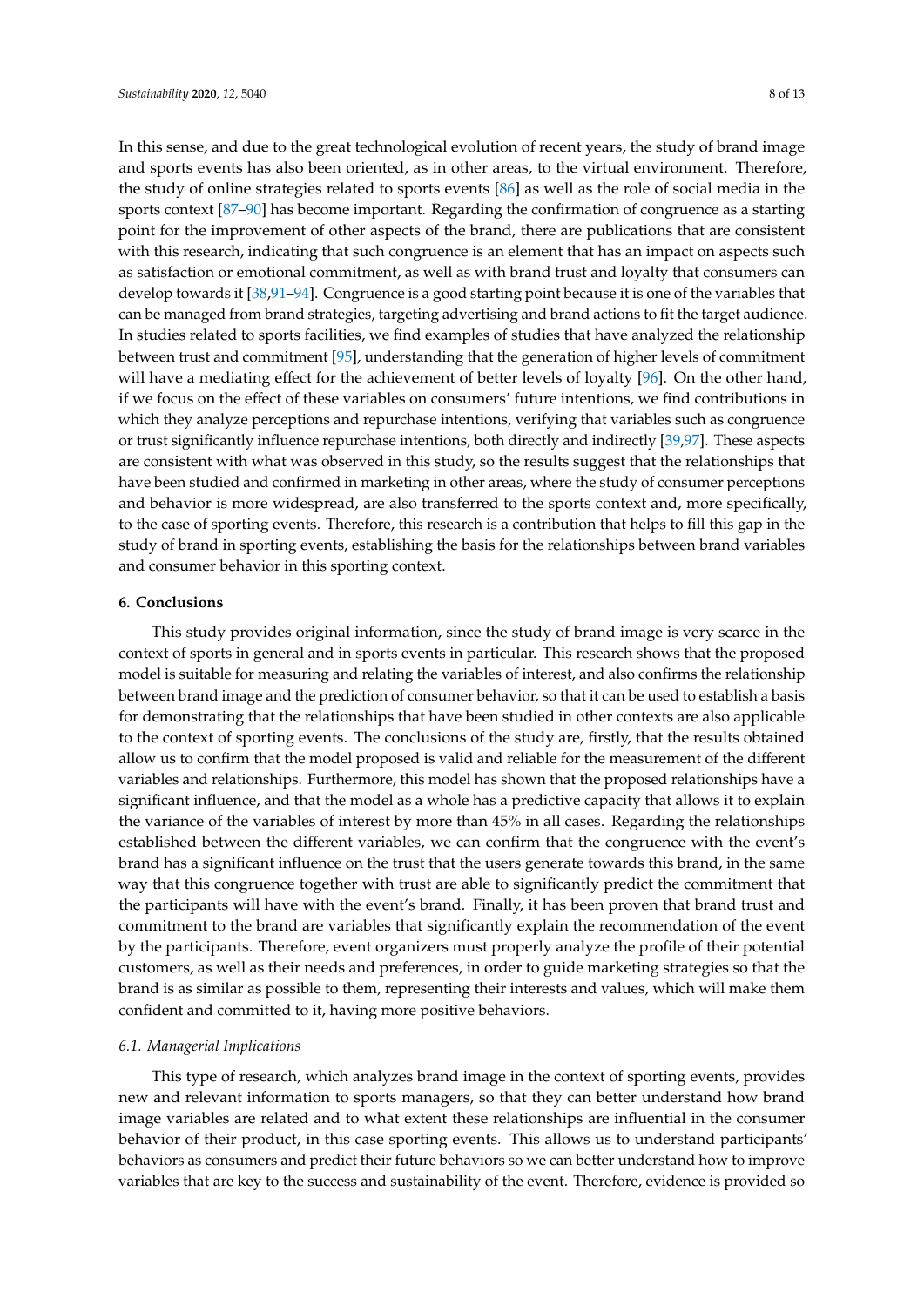In this sense, and due to the great technological evolution of recent years, the study of brand image and sports events has also been oriented, as in other areas, to the virtual environment. Therefore, the study of online strategies related to sports events [86] as well as the role of social media in the sports context [87–90] has become important. Regarding the confirmation of congruence as a starting point for the improvement of other aspects of the brand, there are publications that are consistent with this research, indicating that such congruence is an element that has an impact on aspects such as satisfaction or emotional commitment, as well as with brand trust and loyalty that consumers can develop towards it [38,91–94]. Congruence is a good starting point because it is one of the variables that can be managed from brand strategies, targeting advertising and brand actions to fit the target audience. In studies related to sports facilities, we find examples of studies that have analyzed the relationship between trust and commitment [95], understanding that the generation of higher levels of commitment will have a mediating effect for the achievement of better levels of loyalty [96]. On the other hand, if we focus on the effect of these variables on consumers' future intentions, we find contributions in which they analyze perceptions and repurchase intentions, verifying that variables such as congruence or trust significantly influence repurchase intentions, both directly and indirectly [39,97]. These aspects are consistent with what was observed in this study, so the results suggest that the relationships that have been studied and confirmed in marketing in other areas, where the study of consumer perceptions and behavior is more widespread, are also transferred to the sports context and, more specifically, to the case of sporting events. Therefore, this research is a contribution that helps to fill this gap in the study of brand in sporting events, establishing the basis for the relationships between brand variables and consumer behavior in this sporting context.

## 6. Conclusions

This study provides original information, since the study of brand image is very scarce in the context of sports in general and in sports events in particular. This research shows that the proposed model is suitable for measuring and relating the variables of interest, and also confirms the relationship between brand image and the prediction of consumer behavior, so that it can be used to establish a basis for demonstrating that the relationships that have been studied in other contexts are also applicable to the context of sporting events. The conclusions of the study are, firstly, that the results obtained allow us to confirm that the model proposed is valid and reliable for the measurement of the different variables and relationships. Furthermore, this model has shown that the proposed relationships have a significant influence, and that the model as a whole has a predictive capacity that allows it to explain the variance of the variables of interest by more than 45% in all cases. Regarding the relationships established between the different variables, we can confirm that the congruence with the event's brand has a significant influence on the trust that the users generate towards this brand, in the same way that this congruence together with trust are able to significantly predict the commitment that the participants will have with the event's brand. Finally, it has been proven that brand trust and commitment to the brand are variables that significantly explain the recommendation of the event by the participants. Therefore, event organizers must properly analyze the profile of their potential customers, as well as their needs and preferences, in order to guide marketing strategies so that the brand is as similar as possible to them, representing their interests and values, which will make them confident and committed to it, having more positive behaviors.

### *6.1. Managerial Implications*

This type of research, which analyzes brand image in the context of sporting events, provides new and relevant information to sports managers, so that they can better understand how brand image variables are related and to what extent these relationships are influential in the consumer behavior of their product, in this case sporting events. This allows us to understand participants' behaviors as consumers and predict their future behaviors so we can better understand how to improve variables that are key to the success and sustainability of the event. Therefore, evidence is provided so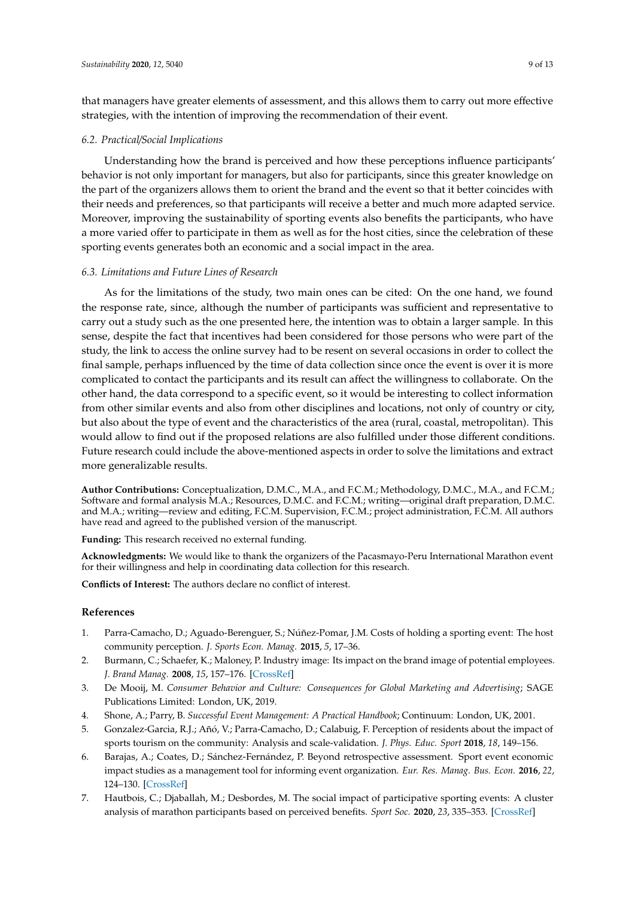that managers have greater elements of assessment, and this allows them to carry out more effective strategies, with the intention of improving the recommendation of their event.

### 6.2. Practical/Social Implications

Understanding how the brand is perceived and how these perceptions influence participants' behavior is not only important for managers, but also for participants, since this greater knowledge on the part of the organizers allows them to orient the brand and the event so that it better coincides with their needs and preferences, so that participants will receive a better and much more adapted service. Moreover, improving the sustainability of sporting events also benefits the participants, who have a more varied offer to participate in them as well as for the host cities, since the celebration of these sporting events generates both an economic and a social impact in the area.

### 6.3. Limitations and Future Lines of Research

As for the limitations of the study, two main ones can be cited: On the one hand, we found the response rate, since, although the number of participants was sufficient and representative to carry out a study such as the one presented here, the intention was to obtain a larger sample. In this sense, despite the fact that incentives had been considered for those persons who were part of the study, the link to access the online survey had to be resent on several occasions in order to collect the final sample, perhaps influenced by the time of data collection since once the event is over it is more complicated to contact the participants and its result can affect the willingness to collaborate. On the other hand, the data correspond to a specific event, so it would be interesting to collect information from other similar events and also from other disciplines and locations, not only of country or city, but also about the type of event and the characteristics of the area (rural, coastal, metropolitan). This would allow to find out if the proposed relations are also fulfilled under those different conditions. Future research could include the above-mentioned aspects in order to solve the limitations and extract more generalizable results.

**Author Contributions:** Conceptualization, D.M.C., M.A., and F.C.M.; Methodology, D.M.C., M.A., and F.C.M.; Software and formal analysis M.A.; Resources, D.M.C. and F.C.M.; writing—original draft preparation, D.M.C. and M.A.; writing—review and editing, F.C.M. Supervision, F.C.M.; project administration, F.C.M. All authors have read and agreed to the published version of the manuscript.

**Funding:** This research received no external funding.

**Acknowledgments:** We would like to thank the organizers of the Pacasmayo-Peru International Marathon event for their willingness and help in coordinating data collection for this research.

**Conflicts of Interest:** The authors declare no conflict of interest.

## References

1. Parra-Camacho, D.; Aguado-Berenguer, S.; Núñez-Pomar, J.M. Costs of holding a sporting event: The host community perception. *J. Sports Econ. Manag.* **2015**, *5*, 17–36.
2. Burmann, C.; Schaefer, K.; Maloney, P. Industry image: Its impact on the brand image of potential employees. *J. Brand Manag.* **2008**, *15*, 157–176. [CrossRef]
3. De Mooij, M. *Consumer Behavior and Culture: Consequences for Global Marketing and Advertising*; SAGE Publications Limited: London, UK, 2019.
4. Shone, A.; Parry, B. *Successful Event Management: A Practical Handbook*; Continuum: London, UK, 2001.
5. Gonzalez-Garcia, R.J.; Añó, V.; Parra-Camacho, D.; Calabuig, F. Perception of residents about the impact of sports tourism on the community: Analysis and scale-validation. *J. Phys. Educ. Sport* **2018**, *18*, 149–156.
6. Barajas, A.; Coates, D.; Sánchez-Fernández, P. Beyond retrospective assessment. Sport event economic impact studies as a management tool for informing event organization. *Eur. Res. Manag. Bus. Econ.* **2016**, *22*, 124–130. [CrossRef]
7. Hautbois, C.; Djaballah, M.; Desbordes, M. The social impact of participative sporting events: A cluster analysis of marathon participants based on perceived benefits. *Sport Soc.* **2020**, *23*, 335–353. [CrossRef]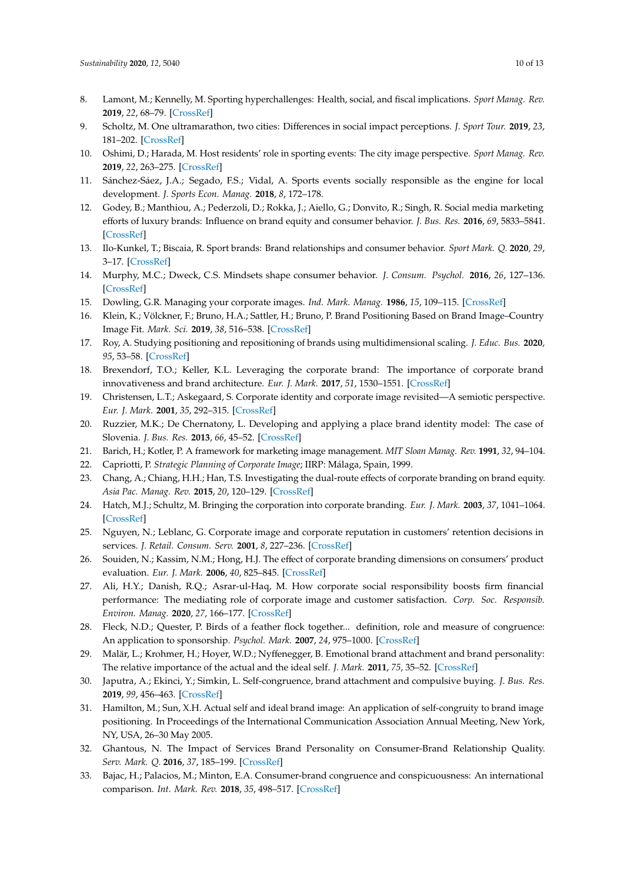8. Lamont, M.; Kennelly, M. Sporting hyperchallenges: Health, social, and fiscal implications. *Sport Manag. Rev.* **2019**, *22*, 68–79. [CrossRef]
9. Scholtz, M. One ultramarathon, two cities: Differences in social impact perceptions. *J. Sport Tour.* **2019**, *23*, 181–202. [CrossRef]
10. Oshimi, D.; Harada, M. Host residents' role in sporting events: The city image perspective. *Sport Manag. Rev.* **2019**, *22*, 263–275. [CrossRef]
11. Sánchez-Sáez, J.A.; Segado, F.S.; Vidal, A. Sports events socially responsible as the engine for local development. *J. Sports Econ. Manag.* **2018**, *8*, 172–178.
12. Godey, B.; Manthiou, A.; Pederzoli, D.; Rokka, J.; Aiello, G.; Donvito, R.; Singh, R. Social media marketing efforts of luxury brands: Influence on brand equity and consumer behavior. *J. Bus. Res.* **2016**, *69*, 5833–5841. [CrossRef]
13. Ilo-Kunkel, T.; Biscaia, R. Sport brands: Brand relationships and consumer behavior. *Sport Mark. Q.* **2020**, *29*, 3–17. [CrossRef]
14. Murphy, M.C.; Dweck, C.S. Mindsets shape consumer behavior. *J. Consum. Psychol.* **2016**, *26*, 127–136. [CrossRef]
15. Dowling, G.R. Managing your corporate images. *Ind. Mark. Manag.* **1986**, *15*, 109–115. [CrossRef]
16. Klein, K.; Völckner, F.; Bruno, H.A.; Sattler, H.; Bruno, P. Brand Positioning Based on Brand Image–Country Image Fit. *Mark. Sci.* **2019**, *38*, 516–538. [CrossRef]
17. Roy, A. Studying positioning and repositioning of brands using multidimensional scaling. *J. Educ. Bus.* **2020**, *95*, 53–58. [CrossRef]
18. Brexendorf, T.O.; Keller, K.L. Leveraging the corporate brand: The importance of corporate brand innovativeness and brand architecture. *Eur. J. Mark.* **2017**, *51*, 1530–1551. [CrossRef]
19. Christensen, L.T.; Askegaard, S. Corporate identity and corporate image revisited—A semiotic perspective. *Eur. J. Mark.* **2001**, *35*, 292–315. [CrossRef]
20. Ruzzier, M.K.; De Chernatony, L. Developing and applying a place brand identity model: The case of Slovenia. *J. Bus. Res.* **2013**, *66*, 45–52. [CrossRef]
21. Barich, H.; Kotler, P. A framework for marketing image management. *MIT Sloan Manag. Rev.* **1991**, *32*, 94–104.
22. Capriotti, P. *Strategic Planning of Corporate Image*; IIRP: Málaga, Spain, 1999.
23. Chang, A.; Chiang, H.H.; Han, T.S. Investigating the dual-route effects of corporate branding on brand equity. *Asia Pac. Manag. Rev.* **2015**, *20*, 120–129. [CrossRef]
24. Hatch, M.J.; Schultz, M. Bringing the corporation into corporate branding. *Eur. J. Mark.* **2003**, *37*, 1041–1064. [CrossRef]
25. Nguyen, N.; Leblanc, G. Corporate image and corporate reputation in customers' retention decisions in services. *J. Retail. Consum. Serv.* **2001**, *8*, 227–236. [CrossRef]
26. Souiden, N.; Kassim, N.M.; Hong, H.J. The effect of corporate branding dimensions on consumers' product evaluation. *Eur. J. Mark.* **2006**, *40*, 825–845. [CrossRef]
27. Ali, H.Y.; Danish, R.Q.; Asrar-ul-Haq, M. How corporate social responsibility boosts firm financial performance: The mediating role of corporate image and customer satisfaction. *Corp. Soc. Responsib. Environ. Manag.* **2020**, *27*, 166–177. [CrossRef]
28. Fleck, N.D.; Quester, P. Birds of a feather flock together... definition, role and measure of congruence: An application to sponsorship. *Psychol. Mark.* **2007**, *24*, 975–1000. [CrossRef]
29. Malär, L.; Krohmer, H.; Hoyer, W.D.; Nyffenegger, B. Emotional brand attachment and brand personality: The relative importance of the actual and the ideal self. *J. Mark.* **2011**, *75*, 35–52. [CrossRef]
30. Japutra, A.; Ekinci, Y.; Simkin, L. Self-congruence, brand attachment and compulsive buying. *J. Bus. Res.* **2019**, *99*, 456–463. [CrossRef]
31. Hamilton, M.; Sun, X.H. Actual self and ideal brand image: An application of self-congruity to brand image positioning. In Proceedings of the International Communication Association Annual Meeting, New York, NY, USA, 26–30 May 2005.
32. Ghantous, N. The Impact of Services Brand Personality on Consumer-Brand Relationship Quality. *Serv. Mark. Q.* **2016**, *37*, 185–199. [CrossRef]
33. Bajac, H.; Palacios, M.; Minton, E.A. Consumer-brand congruence and conspicuousness: An international comparison. *Int. Mark. Rev.* **2018**, *35*, 498–517. [CrossRef]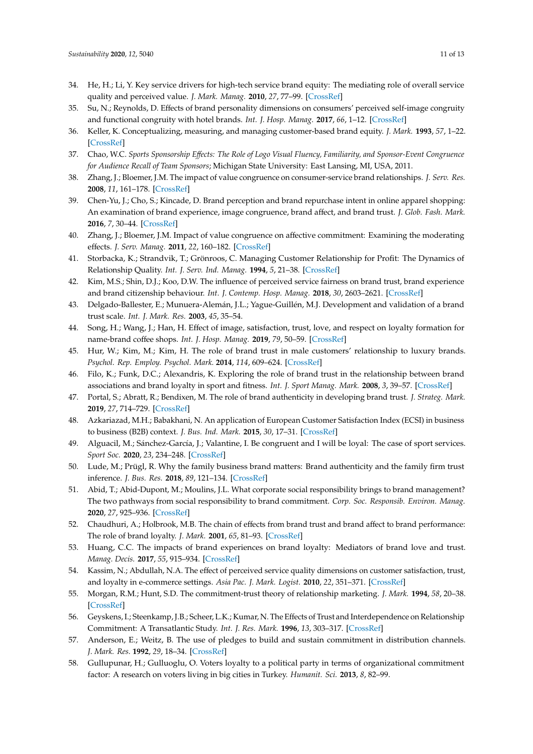34. He, H.; Li, Y. Key service drivers for high-tech service brand equity: The mediating role of overall service quality and perceived value. *J. Mark. Manag.* **2010**, *27*, 77–99. [CrossRef]
35. Su, N.; Reynolds, D. Effects of brand personality dimensions on consumers' perceived self-image congruity and functional congruity with hotel brands. *Int. J. Hosp. Manag.* **2017**, *66*, 1–12. [CrossRef]
36. Keller, K. Conceptualizing, measuring, and managing customer-based brand equity. *J. Mark.* **1993**, *57*, 1–22. [CrossRef]
37. Chao, W.C. *Sports Sponsorship Effects: The Role of Logo Visual Fluency, Familiarity, and Sponsor-Event Congruence for Audience Recall of Team Sponsors*; Michigan State University: East Lansing, MI, USA, 2011.
38. Zhang, J.; Bloemer, J.M. The impact of value congruence on consumer-service brand relationships. *J. Serv. Res.* **2008**, *11*, 161–178. [CrossRef]
39. Chen-Yu, J.; Cho, S.; Kincade, D. Brand perception and brand repurchase intent in online apparel shopping: An examination of brand experience, image congruence, brand affect, and brand trust. *J. Glob. Fash. Mark.* **2016**, *7*, 30–44. [CrossRef]
40. Zhang, J.; Bloemer, J.M. Impact of value congruence on affective commitment: Examining the moderating effects. *J. Serv. Manag.* **2011**, *22*, 160–182. [CrossRef]
41. Storbacka, K.; Strandvik, T.; Grönroos, C. Managing Customer Relationship for Profit: The Dynamics of Relationship Quality. *Int. J. Serv. Ind. Manag.* **1994**, *5*, 21–38. [CrossRef]
42. Kim, M.S.; Shin, D.J.; Koo, D.W. The influence of perceived service fairness on brand trust, brand experience and brand citizenship behaviour. *Int. J. Contemp. Hosp. Manag.* **2018**, *30*, 2603–2621. [CrossRef]
43. Delgado-Ballester, E.; Munuera-Alemán, J.L.; Yague-Guillén, M.J. Development and validation of a brand trust scale. *Int. J. Mark. Res.* **2003**, *45*, 35–54.
44. Song, H.; Wang, J.; Han, H. Effect of image, satisfaction, trust, love, and respect on loyalty formation for name-brand coffee shops. *Int. J. Hosp. Manag.* **2019**, *79*, 50–59. [CrossRef]
45. Hur, W.; Kim, M.; Kim, H. The role of brand trust in male customers' relationship to luxury brands. *Psychol. Rep. Employ. Psychol. Mark.* **2014**, *114*, 609–624. [CrossRef]
46. Filo, K.; Funk, D.C.; Alexandris, K. Exploring the role of brand trust in the relationship between brand associations and brand loyalty in sport and fitness. *Int. J. Sport Manag. Mark.* **2008**, *3*, 39–57. [CrossRef]
47. Portal, S.; Abratt, R.; Bendixen, M. The role of brand authenticity in developing brand trust. *J. Strateg. Mark.* **2019**, *27*, 714–729. [CrossRef]
48. Azkariazad, M.H.; Babakhani, N. An application of European Customer Satisfaction Index (ECSI) in business to business (B2B) context. *J. Bus. Ind. Mark.* **2015**, *30*, 17–31. [CrossRef]
49. Alguacil, M.; Sánchez-García, J.; Valantine, I. Be congruent and I will be loyal: The case of sport services. *Sport Soc.* **2020**, *23*, 234–248. [CrossRef]
50. Lude, M.; Prügl, R. Why the family business brand matters: Brand authenticity and the family firm trust inference. *J. Bus. Res.* **2018**, *89*, 121–134. [CrossRef]
51. Abid, T.; Abid-Dupont, M.; Moulins, J.L. What corporate social responsibility brings to brand management? The two pathways from social responsibility to brand commitment. *Corp. Soc. Responsib. Environ. Manag.* **2020**, *27*, 925–936. [CrossRef]
52. Chaudhuri, A.; Holbrook, M.B. The chain of effects from brand trust and brand affect to brand performance: The role of brand loyalty. *J. Mark.* **2001**, *65*, 81–93. [CrossRef]
53. Huang, C.C. The impacts of brand experiences on brand loyalty: Mediators of brand love and trust. *Manag. Decis.* **2017**, *55*, 915–934. [CrossRef]
54. Kassim, N.; Abdullah, N.A. The effect of perceived service quality dimensions on customer satisfaction, trust, and loyalty in e-commerce settings. *Asia Pac. J. Mark. Logist.* **2010**, *22*, 351–371. [CrossRef]
55. Morgan, R.M.; Hunt, S.D. The commitment-trust theory of relationship marketing. *J. Mark.* **1994**, *58*, 20–38. [CrossRef]
56. Geyskens, I.; Steenkamp, J.B.; Scheer, L.K.; Kumar, N. The Effects of Trust and Interdependence on Relationship Commitment: A Transatlantic Study. *Int. J. Res. Mark.* **1996**, *13*, 303–317. [CrossRef]
57. Anderson, E.; Weitz, B. The use of pledges to build and sustain commitment in distribution channels. *J. Mark. Res.* **1992**, *29*, 18–34. [CrossRef]
58. Gullupunar, H.; Gulluoglu, O. Voters loyalty to a political party in terms of organizational commitment factor: A research on voters living in big cities in Turkey. *Humanit. Sci.* **2013**, *8*, 82–99.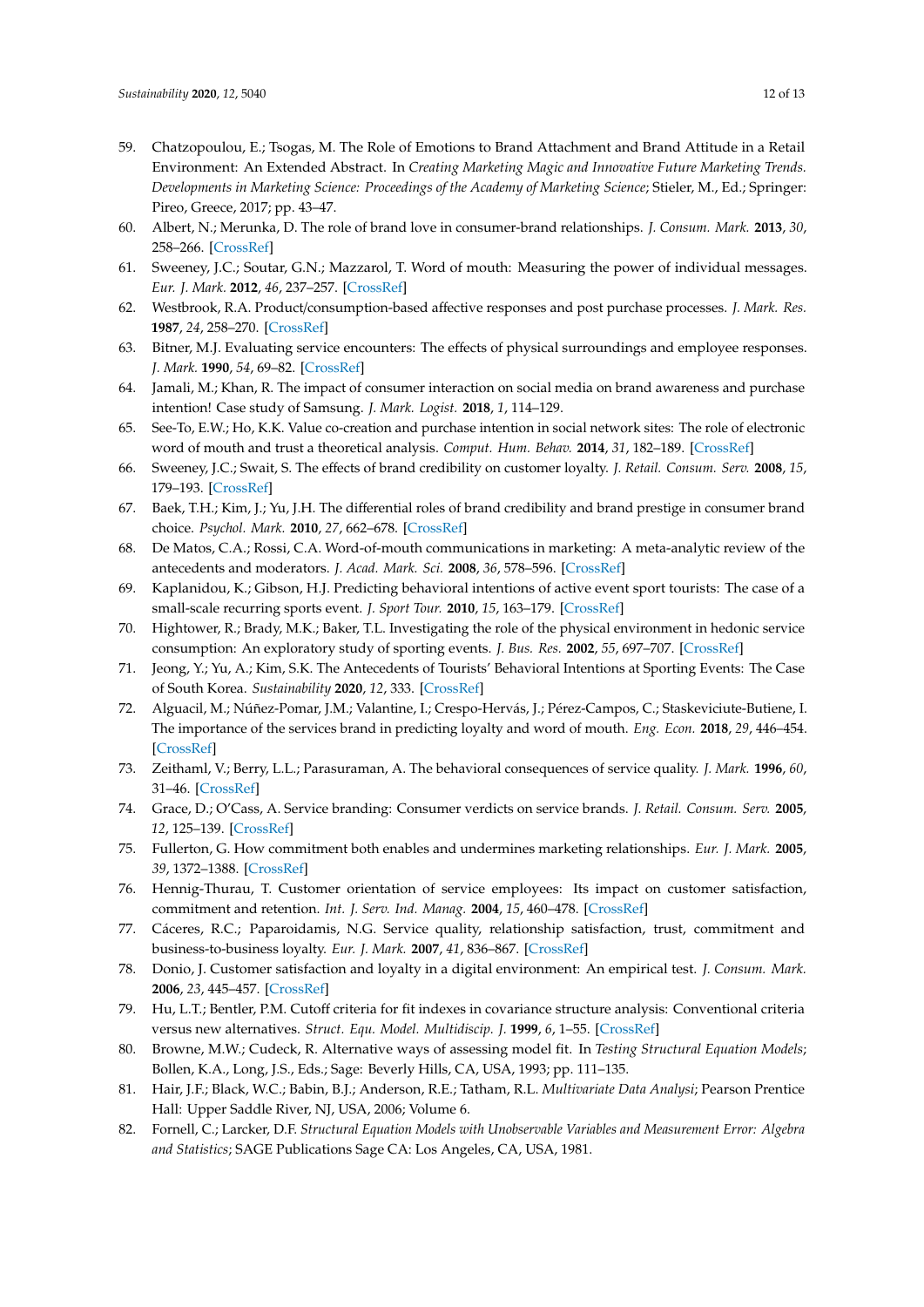59. Chatzopoulou, E.; Tsogas, M. The Role of Emotions to Brand Attachment and Brand Attitude in a Retail Environment: An Extended Abstract. In *Creating Marketing Magic and Innovative Future Marketing Trends. Developments in Marketing Science: Proceedings of the Academy of Marketing Science*; Stieler, M., Ed.; Springer: Pireo, Greece, 2017; pp. 43–47.
60. Albert, N.; Merunka, D. The role of brand love in consumer-brand relationships. *J. Consum. Mark.* **2013**, *30*, 258–266. [CrossRef]
61. Sweeney, J.C.; Soutar, G.N.; Mazzarol, T. Word of mouth: Measuring the power of individual messages. *Eur. J. Mark.* **2012**, *46*, 237–257. [CrossRef]
62. Westbrook, R.A. Product/consumption-based affective responses and post purchase processes. *J. Mark. Res.* **1987**, *24*, 258–270. [CrossRef]
63. Bitner, M.J. Evaluating service encounters: The effects of physical surroundings and employee responses. *J. Mark.* **1990**, *54*, 69–82. [CrossRef]
64. Jamali, M.; Khan, R. The impact of consumer interaction on social media on brand awareness and purchase intention! Case study of Samsung. *J. Mark. Logist.* **2018**, *1*, 114–129.
65. See-To, E.W.; Ho, K.K. Value co-creation and purchase intention in social network sites: The role of electronic word of mouth and trust a theoretical analysis. *Comput. Hum. Behav.* **2014**, *31*, 182–189. [CrossRef]
66. Sweeney, J.C.; Swait, S. The effects of brand credibility on customer loyalty. *J. Retail. Consum. Serv.* **2008**, *15*, 179–193. [CrossRef]
67. Baek, T.H.; Kim, J.; Yu, J.H. The differential roles of brand credibility and brand prestige in consumer brand choice. *Psychol. Mark.* **2010**, *27*, 662–678. [CrossRef]
68. De Matos, C.A.; Rossi, C.A. Word-of-mouth communications in marketing: A meta-analytic review of the antecedents and moderators. *J. Acad. Mark. Sci.* **2008**, *36*, 578–596. [CrossRef]
69. Kaplanidou, K.; Gibson, H.J. Predicting behavioral intentions of active event sport tourists: The case of a small-scale recurring sports event. *J. Sport Tour.* **2010**, *15*, 163–179. [CrossRef]
70. Hightower, R.; Brady, M.K.; Baker, T.L. Investigating the role of the physical environment in hedonic service consumption: An exploratory study of sporting events. *J. Bus. Res.* **2002**, *55*, 697–707. [CrossRef]
71. Jeong, Y.; Yu, A.; Kim, S.K. The Antecedents of Tourists' Behavioral Intentions at Sporting Events: The Case of South Korea. *Sustainability* **2020**, *12*, 333. [CrossRef]
72. Alguacil, M.; Núñez-Pomar, J.M.; Valantine, I.; Crespo-Hervás, J.; Pérez-Campos, C.; Staskeviciute-Butiene, I. The importance of the services brand in predicting loyalty and word of mouth. *Eng. Econ.* **2018**, *29*, 446–454. [CrossRef]
73. Zeithaml, V.; Berry, L.L.; Parasuraman, A. The behavioral consequences of service quality. *J. Mark.* **1996**, *60*, 31–46. [CrossRef]
74. Grace, D.; O'Cass, A. Service branding: Consumer verdicts on service brands. *J. Retail. Consum. Serv.* **2005**, *12*, 125–139. [CrossRef]
75. Fullerton, G. How commitment both enables and undermines marketing relationships. *Eur. J. Mark.* **2005**, *39*, 1372–1388. [CrossRef]
76. Hennig-Thurau, T. Customer orientation of service employees: Its impact on customer satisfaction, commitment and retention. *Int. J. Serv. Ind. Manag.* **2004**, *15*, 460–478. [CrossRef]
77. Cáceres, R.C.; Paparoidamis, N.G. Service quality, relationship satisfaction, trust, commitment and business-to-business loyalty. *Eur. J. Mark.* **2007**, *41*, 836–867. [CrossRef]
78. Donio, J. Customer satisfaction and loyalty in a digital environment: An empirical test. *J. Consum. Mark.* **2006**, *23*, 445–457. [CrossRef]
79. Hu, L.T.; Bentler, P.M. Cutoff criteria for fit indexes in covariance structure analysis: Conventional criteria versus new alternatives. *Struct. Equ. Model. Multidiscip. J.* **1999**, *6*, 1–55. [CrossRef]
80. Browne, M.W.; Cudeck, R. Alternative ways of assessing model fit. In *Testing Structural Equation Models*; Bollen, K.A., Long, J.S., Eds.; Sage: Beverly Hills, CA, USA, 1993; pp. 111–135.
81. Hair, J.F.; Black, W.C.; Babin, B.J.; Anderson, R.E.; Tatham, R.L. *Multivariate Data Analysi*; Pearson Prentice Hall: Upper Saddle River, NJ, USA, 2006; Volume 6.
82. Fornell, C.; Larcker, D.F. *Structural Equation Models with Unobservable Variables and Measurement Error: Algebra and Statistics*; SAGE Publications Sage CA: Los Angeles, CA, USA, 1981.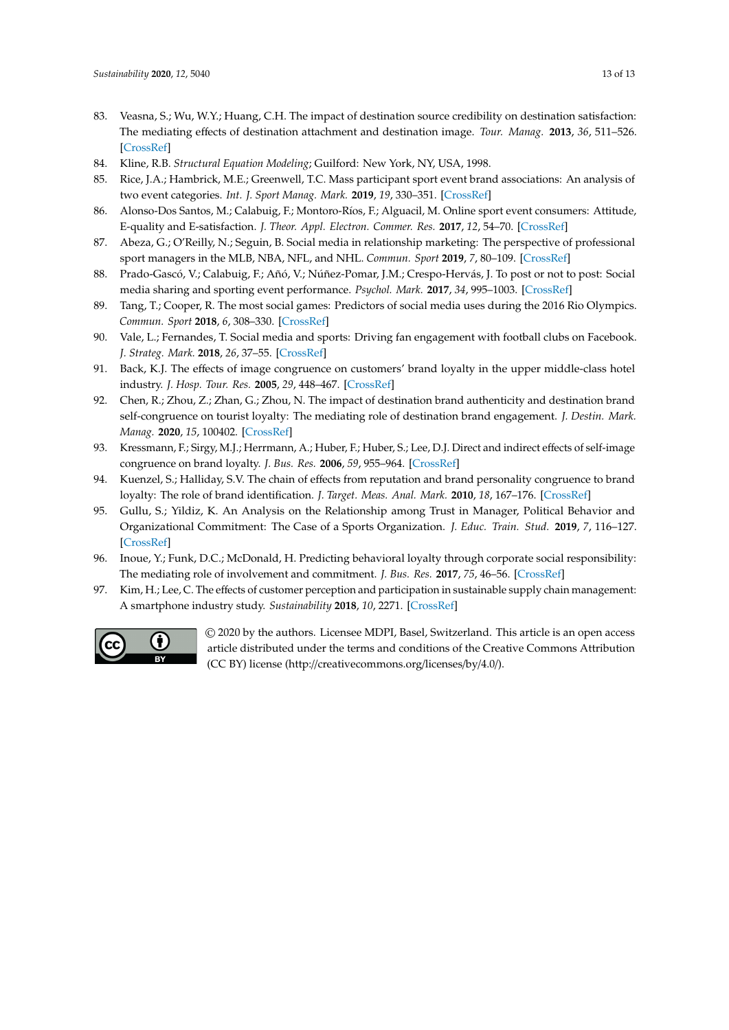83. Veasna, S.; Wu, W.Y.; Huang, C.H. The impact of destination source credibility on destination satisfaction: The mediating effects of destination attachment and destination image. *Tour. Manag.* **2013**, *36*, 511–526. [CrossRef]
84. Kline, R.B. *Structural Equation Modeling*; Guilford: New York, NY, USA, 1998.
85. Rice, J.A.; Hambrick, M.E.; Greenwell, T.C. Mass participant sport event brand associations: An analysis of two event categories. *Int. J. Sport Manag. Mark.* **2019**, *19*, 330–351. [CrossRef]
86. Alonso-Dos Santos, M.; Calabuig, F.; Montoro-Ríos, F.; Alguacil, M. Online sport event consumers: Attitude, E-quality and E-satisfaction. *J. Theor. Appl. Electron. Commer. Res.* **2017**, *12*, 54–70. [CrossRef]
87. Abeza, G.; O'Reilly, N.; Seguin, B. Social media in relationship marketing: The perspective of professional sport managers in the MLB, NBA, NFL, and NHL. *Commun. Sport* **2019**, *7*, 80–109. [CrossRef]
88. Prado-Gascó, V.; Calabuig, F.; Añó, V.; Núñez-Pomar, J.M.; Crespo-Hervás, J. To post or not to post: Social media sharing and sporting event performance. *Psychol. Mark.* **2017**, *34*, 995–1003. [CrossRef]
89. Tang, T.; Cooper, R. The most social games: Predictors of social media uses during the 2016 Rio Olympics. *Commun. Sport* **2018**, *6*, 308–330. [CrossRef]
90. Vale, L.; Fernandes, T. Social media and sports: Driving fan engagement with football clubs on Facebook. *J. Strateg. Mark.* **2018**, *26*, 37–55. [CrossRef]
91. Back, K.J. The effects of image congruence on customers' brand loyalty in the upper middle-class hotel industry. *J. Hosp. Tour. Res.* **2005**, *29*, 448–467. [CrossRef]
92. Chen, R.; Zhou, Z.; Zhan, G.; Zhou, N. The impact of destination brand authenticity and destination brand self-congruence on tourist loyalty: The mediating role of destination brand engagement. *J. Destin. Mark. Manag.* **2020**, *15*, 100402. [CrossRef]
93. Kressmann, F.; Sirgy, M.J.; Herrmann, A.; Huber, F.; Huber, S.; Lee, D.J. Direct and indirect effects of self-image congruence on brand loyalty. *J. Bus. Res.* **2006**, *59*, 955–964. [CrossRef]
94. Kuenzel, S.; Halliday, S.V. The chain of effects from reputation and brand personality congruence to brand loyalty: The role of brand identification. *J. Target. Meas. Anal. Mark.* **2010**, *18*, 167–176. [CrossRef]
95. Gullu, S.; Yildiz, K. An Analysis on the Relationship among Trust in Manager, Political Behavior and Organizational Commitment: The Case of a Sports Organization. *J. Educ. Train. Stud.* **2019**, *7*, 116–127. [CrossRef]
96. Inoue, Y.; Funk, D.C.; McDonald, H. Predicting behavioral loyalty through corporate social responsibility: The mediating role of involvement and commitment. *J. Bus. Res.* **2017**, *75*, 46–56. [CrossRef]
97. Kim, H.; Lee, C. The effects of customer perception and participation in sustainable supply chain management: A smartphone industry study. *Sustainability* **2018**, *10*, 2271. [CrossRef]

© 2020 by the authors. Licensee MDPI, Basel, Switzerland. This article is an open access article distributed under the terms and conditions of the Creative Commons Attribution (CC BY) license (http://creativecommons.org/licenses/by/4.0/).